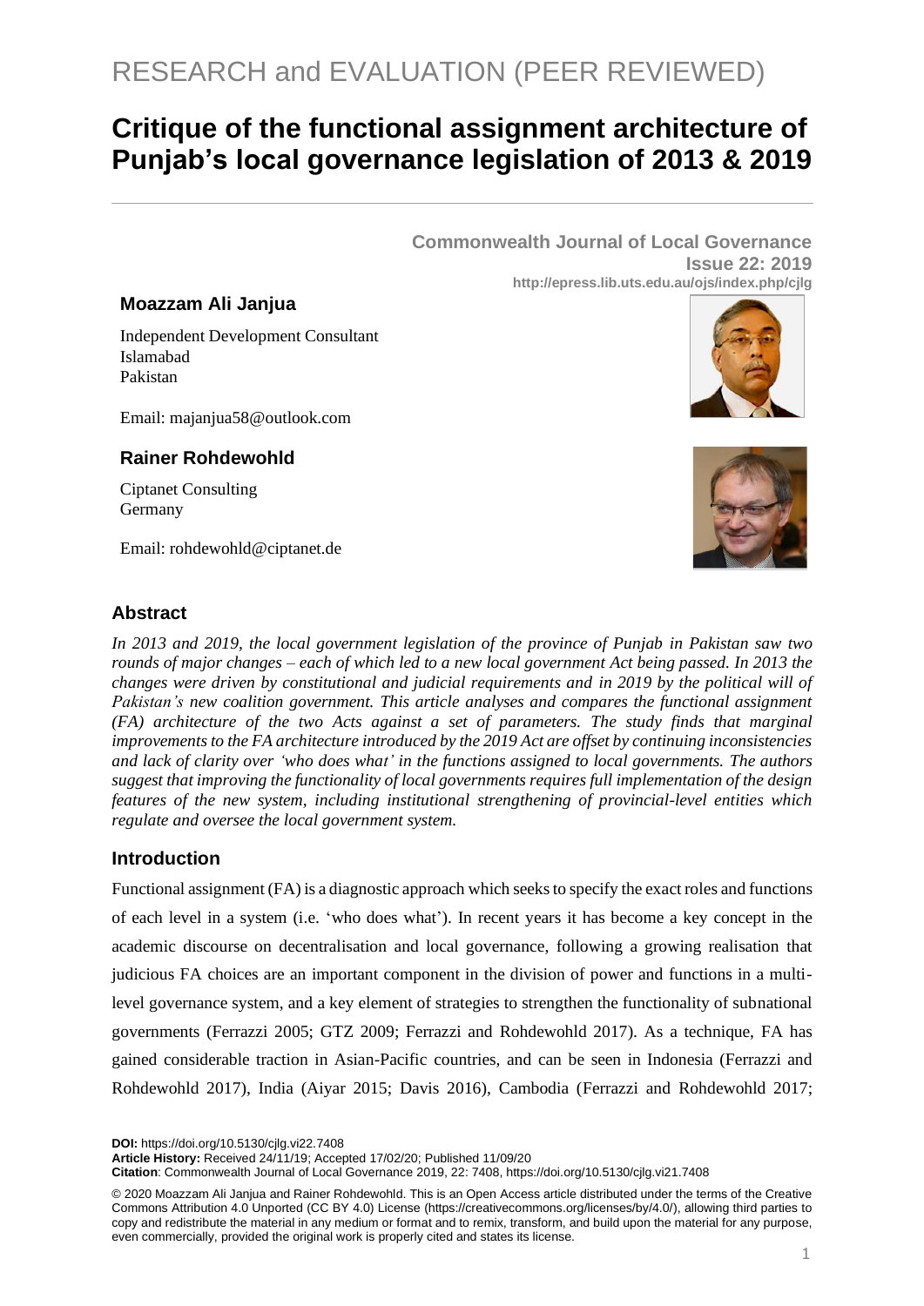RESEARCH and EVALUATION (PEER REVIEWED)

# Critique of the functional assignment architecture of Punjab's local governance legislation of 2013 & 2019

**Commonwealth Journal of Local Governance**
**Issue 22: 2019**
**http://epress.lib.uts.edu.au/ojs/index.php/cjlg**

**Moazzam Ali Janjua**

Independent Development Consultant
Islamabad
Pakistan

Email: majanjua58@outlook.com

**Rainer Rohdewohld**

Ciptanet Consulting
Germany

Email: rohdewohld@ciptanet.de

## Abstract

*In 2013 and 2019, the local government legislation of the province of Punjab in Pakistan saw two rounds of major changes – each of which led to a new local government Act being passed. In 2013 the changes were driven by constitutional and judicial requirements and in 2019 by the political will of Pakistan's new coalition government. This article analyses and compares the functional assignment (FA) architecture of the two Acts against a set of parameters. The study finds that marginal improvements to the FA architecture introduced by the 2019 Act are offset by continuing inconsistencies and lack of clarity over 'who does what' in the functions assigned to local governments. The authors suggest that improving the functionality of local governments requires full implementation of the design features of the new system, including institutional strengthening of provincial-level entities which regulate and oversee the local government system.*

## Introduction

Functional assignment (FA) is a diagnostic approach which seeks to specify the exact roles and functions of each level in a system (i.e. 'who does what'). In recent years it has become a key concept in the academic discourse on decentralisation and local governance, following a growing realisation that judicious FA choices are an important component in the division of power and functions in a multi-level governance system, and a key element of strategies to strengthen the functionality of subnational governments (Ferrazzi 2005; GTZ 2009; Ferrazzi and Rohdewohld 2017). As a technique, FA has gained considerable traction in Asian-Pacific countries, and can be seen in Indonesia (Ferrazzi and Rohdewohld 2017), India (Aiyar 2015; Davis 2016), Cambodia (Ferrazzi and Rohdewohld 2017;

**DOI:** https://doi.org/10.5130/cjlg.vi22.7408
**Article History:** Received 24/11/19; Accepted 17/02/20; Published 11/09/20
**Citation**: Commonwealth Journal of Local Governance 2019, 22: 7408, https://doi.org/10.5130/cjlg.vi21.7408

© 2020 Moazzam Ali Janjua and Rainer Rohdewohld. This is an Open Access article distributed under the terms of the Creative Commons Attribution 4.0 Unported (CC BY 4.0) License (https://creativecommons.org/licenses/by/4.0/), allowing third parties to copy and redistribute the material in any medium or format and to remix, transform, and build upon the material for any purpose, even commercially, provided the original work is properly cited and states its license.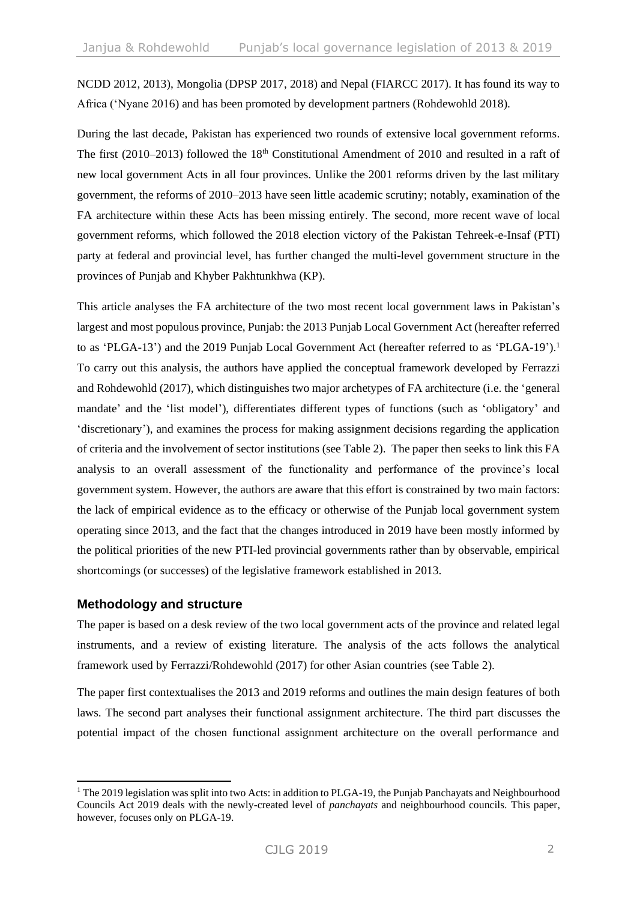NCDD 2012, 2013), Mongolia (DPSP 2017, 2018) and Nepal (FIARCC 2017). It has found its way to Africa ('Nyane 2016) and has been promoted by development partners (Rohdewohld 2018).

During the last decade, Pakistan has experienced two rounds of extensive local government reforms. The first (2010–2013) followed the 18th Constitutional Amendment of 2010 and resulted in a raft of new local government Acts in all four provinces. Unlike the 2001 reforms driven by the last military government, the reforms of 2010–2013 have seen little academic scrutiny; notably, examination of the FA architecture within these Acts has been missing entirely. The second, more recent wave of local government reforms, which followed the 2018 election victory of the Pakistan Tehreek-e-Insaf (PTI) party at federal and provincial level, has further changed the multi-level government structure in the provinces of Punjab and Khyber Pakhtunkhwa (KP).

This article analyses the FA architecture of the two most recent local government laws in Pakistan's largest and most populous province, Punjab: the 2013 Punjab Local Government Act (hereafter referred to as 'PLGA-13') and the 2019 Punjab Local Government Act (hereafter referred to as 'PLGA-19').[1] To carry out this analysis, the authors have applied the conceptual framework developed by Ferrazzi and Rohdewohld (2017), which distinguishes two major archetypes of FA architecture (i.e. the 'general mandate' and the 'list model'), differentiates different types of functions (such as 'obligatory' and 'discretionary'), and examines the process for making assignment decisions regarding the application of criteria and the involvement of sector institutions (see Table 2). The paper then seeks to link this FA analysis to an overall assessment of the functionality and performance of the province's local government system. However, the authors are aware that this effort is constrained by two main factors: the lack of empirical evidence as to the efficacy or otherwise of the Punjab local government system operating since 2013, and the fact that the changes introduced in 2019 have been mostly informed by the political priorities of the new PTI-led provincial governments rather than by observable, empirical shortcomings (or successes) of the legislative framework established in 2013.

## Methodology and structure

The paper is based on a desk review of the two local government acts of the province and related legal instruments, and a review of existing literature. The analysis of the acts follows the analytical framework used by Ferrazzi/Rohdewohld (2017) for other Asian countries (see Table 2).

The paper first contextualises the 2013 and 2019 reforms and outlines the main design features of both laws. The second part analyses their functional assignment architecture. The third part discusses the potential impact of the chosen functional assignment architecture on the overall performance and

---

[1] The 2019 legislation was split into two Acts: in addition to PLGA-19, the Punjab Panchayats and Neighbourhood Councils Act 2019 deals with the newly-created level of *panchayats* and neighbourhood councils. This paper, however, focuses only on PLGA-19.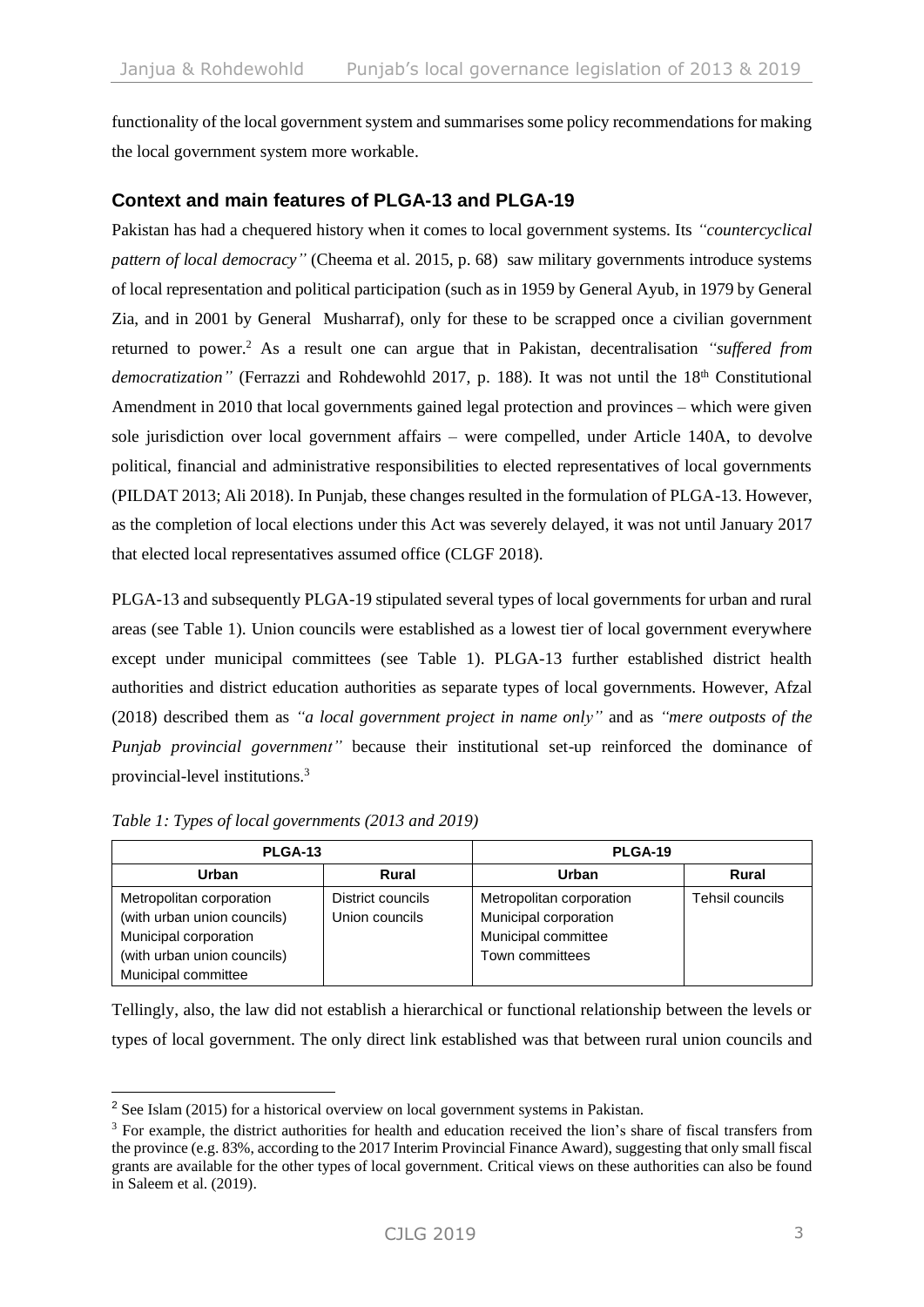functionality of the local government system and summarises some policy recommendations for making the local government system more workable.

## Context and main features of PLGA-13 and PLGA-19

Pakistan has had a chequered history when it comes to local government systems. Its *"countercyclical pattern of local democracy"* (Cheema et al. 2015, p. 68) saw military governments introduce systems of local representation and political participation (such as in 1959 by General Ayub, in 1979 by General Zia, and in 2001 by General Musharraf), only for these to be scrapped once a civilian government returned to power.[2] As a result one can argue that in Pakistan, decentralisation *"suffered from democratization"* (Ferrazzi and Rohdewohld 2017, p. 188). It was not until the 18th Constitutional Amendment in 2010 that local governments gained legal protection and provinces – which were given sole jurisdiction over local government affairs – were compelled, under Article 140A, to devolve political, financial and administrative responsibilities to elected representatives of local governments (PILDAT 2013; Ali 2018). In Punjab, these changes resulted in the formulation of PLGA-13. However, as the completion of local elections under this Act was severely delayed, it was not until January 2017 that elected local representatives assumed office (CLGF 2018).

PLGA-13 and subsequently PLGA-19 stipulated several types of local governments for urban and rural areas (see Table 1). Union councils were established as a lowest tier of local government everywhere except under municipal committees (see Table 1). PLGA-13 further established district health authorities and district education authorities as separate types of local governments. However, Afzal (2018) described them as *"a local government project in name only"* and as *"mere outposts of the Punjab provincial government"* because their institutional set-up reinforced the dominance of provincial-level institutions.[3]

*Table 1: Types of local governments (2013 and 2019)*

| PLGA-13 | | PLGA-19 | |
|---|---|---|---|
| **Urban** | **Rural** | **Urban** | **Rural** |
| Metropolitan corporation (with urban union councils)<br>Municipal corporation (with urban union councils)<br>Municipal committee | District councils<br>Union councils | Metropolitan corporation<br>Municipal corporation<br>Municipal committee<br>Town committees | Tehsil councils |

Tellingly, also, the law did not establish a hierarchical or functional relationship between the levels or types of local government. The only direct link established was that between rural union councils and

---

[2] See Islam (2015) for a historical overview on local government systems in Pakistan.

[3] For example, the district authorities for health and education received the lion's share of fiscal transfers from the province (e.g. 83%, according to the 2017 Interim Provincial Finance Award), suggesting that only small fiscal grants are available for the other types of local government. Critical views on these authorities can also be found in Saleem et al. (2019).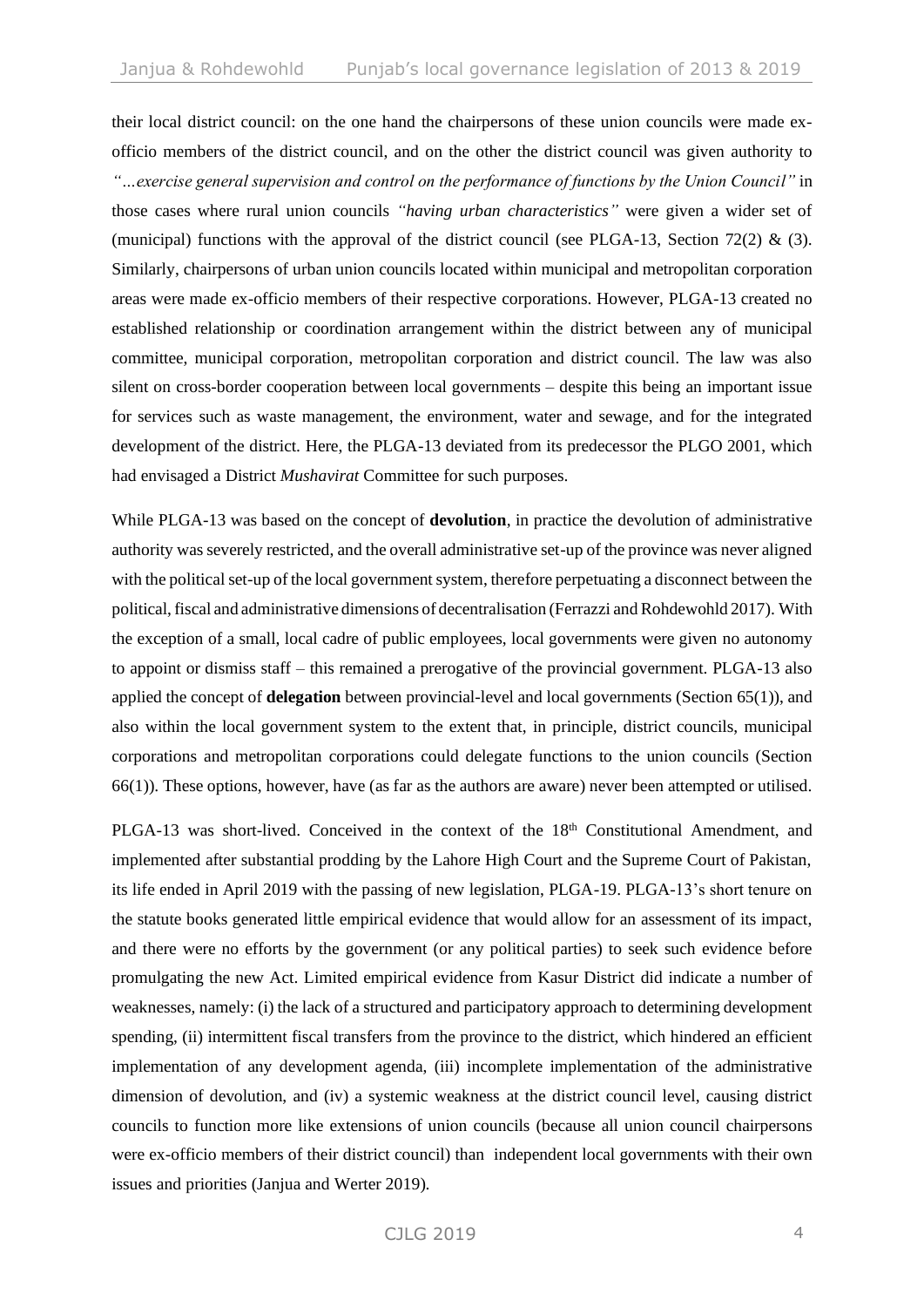their local district council: on the one hand the chairpersons of these union councils were made ex-officio members of the district council, and on the other the district council was given authority to *"…exercise general supervision and control on the performance of functions by the Union Council"* in those cases where rural union councils *"having urban characteristics"* were given a wider set of (municipal) functions with the approval of the district council (see PLGA-13, Section 72(2) & (3). Similarly, chairpersons of urban union councils located within municipal and metropolitan corporation areas were made ex-officio members of their respective corporations. However, PLGA-13 created no established relationship or coordination arrangement within the district between any of municipal committee, municipal corporation, metropolitan corporation and district council. The law was also silent on cross-border cooperation between local governments – despite this being an important issue for services such as waste management, the environment, water and sewage, and for the integrated development of the district. Here, the PLGA-13 deviated from its predecessor the PLGO 2001, which had envisaged a District *Mushavirat* Committee for such purposes.

While PLGA-13 was based on the concept of **devolution**, in practice the devolution of administrative authority was severely restricted, and the overall administrative set-up of the province was never aligned with the political set-up of the local government system, therefore perpetuating a disconnect between the political, fiscal and administrative dimensions of decentralisation (Ferrazzi and Rohdewohld 2017). With the exception of a small, local cadre of public employees, local governments were given no autonomy to appoint or dismiss staff – this remained a prerogative of the provincial government. PLGA-13 also applied the concept of **delegation** between provincial-level and local governments (Section 65(1)), and also within the local government system to the extent that, in principle, district councils, municipal corporations and metropolitan corporations could delegate functions to the union councils (Section 66(1)). These options, however, have (as far as the authors are aware) never been attempted or utilised.

PLGA-13 was short-lived. Conceived in the context of the 18th Constitutional Amendment, and implemented after substantial prodding by the Lahore High Court and the Supreme Court of Pakistan, its life ended in April 2019 with the passing of new legislation, PLGA-19. PLGA-13's short tenure on the statute books generated little empirical evidence that would allow for an assessment of its impact, and there were no efforts by the government (or any political parties) to seek such evidence before promulgating the new Act. Limited empirical evidence from Kasur District did indicate a number of weaknesses, namely: (i) the lack of a structured and participatory approach to determining development spending, (ii) intermittent fiscal transfers from the province to the district, which hindered an efficient implementation of any development agenda, (iii) incomplete implementation of the administrative dimension of devolution, and (iv) a systemic weakness at the district council level, causing district councils to function more like extensions of union councils (because all union council chairpersons were ex-officio members of their district council) than independent local governments with their own issues and priorities (Janjua and Werter 2019).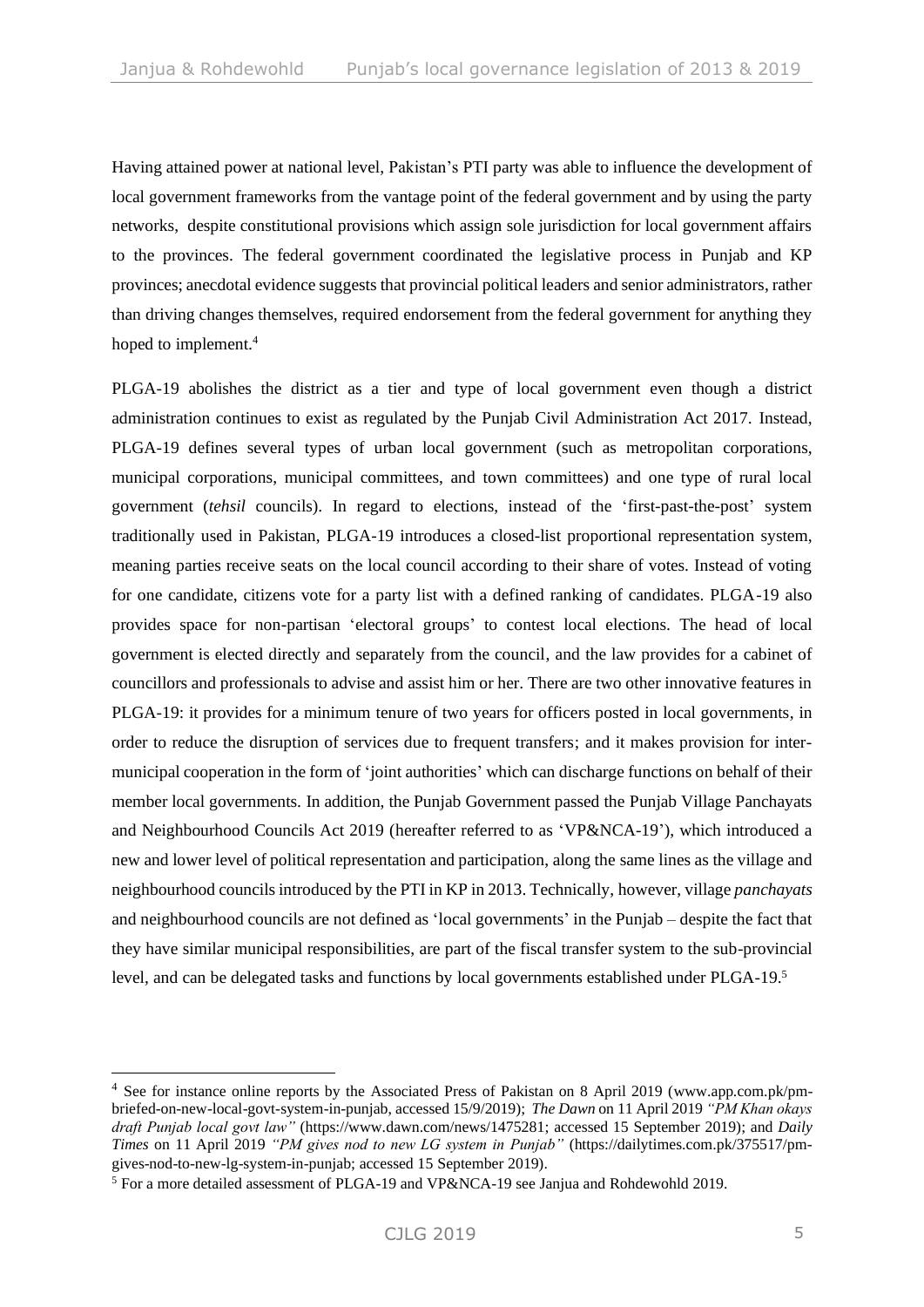Having attained power at national level, Pakistan's PTI party was able to influence the development of local government frameworks from the vantage point of the federal government and by using the party networks, despite constitutional provisions which assign sole jurisdiction for local government affairs to the provinces. The federal government coordinated the legislative process in Punjab and KP provinces; anecdotal evidence suggests that provincial political leaders and senior administrators, rather than driving changes themselves, required endorsement from the federal government for anything they hoped to implement.[4]

PLGA-19 abolishes the district as a tier and type of local government even though a district administration continues to exist as regulated by the Punjab Civil Administration Act 2017. Instead, PLGA-19 defines several types of urban local government (such as metropolitan corporations, municipal corporations, municipal committees, and town committees) and one type of rural local government (*tehsil* councils). In regard to elections, instead of the 'first-past-the-post' system traditionally used in Pakistan, PLGA-19 introduces a closed-list proportional representation system, meaning parties receive seats on the local council according to their share of votes. Instead of voting for one candidate, citizens vote for a party list with a defined ranking of candidates. PLGA-19 also provides space for non-partisan 'electoral groups' to contest local elections. The head of local government is elected directly and separately from the council, and the law provides for a cabinet of councillors and professionals to advise and assist him or her. There are two other innovative features in PLGA-19: it provides for a minimum tenure of two years for officers posted in local governments, in order to reduce the disruption of services due to frequent transfers; and it makes provision for inter-municipal cooperation in the form of 'joint authorities' which can discharge functions on behalf of their member local governments. In addition, the Punjab Government passed the Punjab Village Panchayats and Neighbourhood Councils Act 2019 (hereafter referred to as 'VP&NCA-19'), which introduced a new and lower level of political representation and participation, along the same lines as the village and neighbourhood councils introduced by the PTI in KP in 2013. Technically, however, village *panchayats* and neighbourhood councils are not defined as 'local governments' in the Punjab – despite the fact that they have similar municipal responsibilities, are part of the fiscal transfer system to the sub-provincial level, and can be delegated tasks and functions by local governments established under PLGA-19.[5]

---

[4] See for instance online reports by the Associated Press of Pakistan on 8 April 2019 (www.app.com.pk/pm-briefed-on-new-local-govt-system-in-punjab, accessed 15/9/2019); *The Dawn* on 11 April 2019 *"PM Khan okays draft Punjab local govt law"* (https://www.dawn.com/news/1475281; accessed 15 September 2019); and *Daily Times* on 11 April 2019 *"PM gives nod to new LG system in Punjab"* (https://dailytimes.com.pk/375517/pm-gives-nod-to-new-lg-system-in-punjab; accessed 15 September 2019).

[5] For a more detailed assessment of PLGA-19 and VP&NCA-19 see Janjua and Rohdewohld 2019.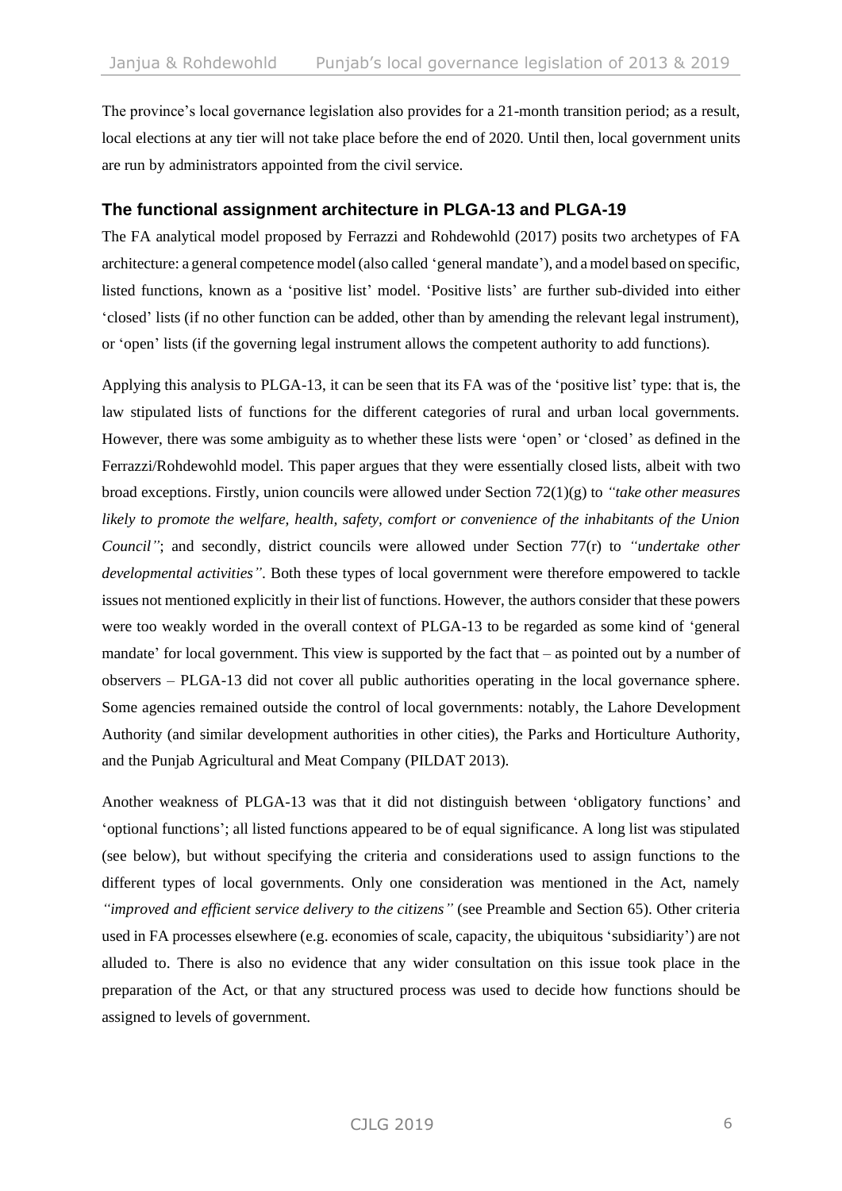The province's local governance legislation also provides for a 21-month transition period; as a result, local elections at any tier will not take place before the end of 2020. Until then, local government units are run by administrators appointed from the civil service.

### The functional assignment architecture in PLGA-13 and PLGA-19

The FA analytical model proposed by Ferrazzi and Rohdewohld (2017) posits two archetypes of FA architecture: a general competence model (also called 'general mandate'), and a model based on specific, listed functions, known as a 'positive list' model. 'Positive lists' are further sub-divided into either 'closed' lists (if no other function can be added, other than by amending the relevant legal instrument), or 'open' lists (if the governing legal instrument allows the competent authority to add functions).

Applying this analysis to PLGA-13, it can be seen that its FA was of the 'positive list' type: that is, the law stipulated lists of functions for the different categories of rural and urban local governments. However, there was some ambiguity as to whether these lists were 'open' or 'closed' as defined in the Ferrazzi/Rohdewohld model. This paper argues that they were essentially closed lists, albeit with two broad exceptions. Firstly, union councils were allowed under Section 72(1)(g) to *"take other measures likely to promote the welfare, health, safety, comfort or convenience of the inhabitants of the Union Council"*; and secondly, district councils were allowed under Section 77(r) to *"undertake other developmental activities"*. Both these types of local government were therefore empowered to tackle issues not mentioned explicitly in their list of functions. However, the authors consider that these powers were too weakly worded in the overall context of PLGA-13 to be regarded as some kind of 'general mandate' for local government. This view is supported by the fact that – as pointed out by a number of observers – PLGA-13 did not cover all public authorities operating in the local governance sphere. Some agencies remained outside the control of local governments: notably, the Lahore Development Authority (and similar development authorities in other cities), the Parks and Horticulture Authority, and the Punjab Agricultural and Meat Company (PILDAT 2013).

Another weakness of PLGA-13 was that it did not distinguish between 'obligatory functions' and 'optional functions'; all listed functions appeared to be of equal significance. A long list was stipulated (see below), but without specifying the criteria and considerations used to assign functions to the different types of local governments. Only one consideration was mentioned in the Act, namely *"improved and efficient service delivery to the citizens"* (see Preamble and Section 65). Other criteria used in FA processes elsewhere (e.g. economies of scale, capacity, the ubiquitous 'subsidiarity') are not alluded to. There is also no evidence that any wider consultation on this issue took place in the preparation of the Act, or that any structured process was used to decide how functions should be assigned to levels of government.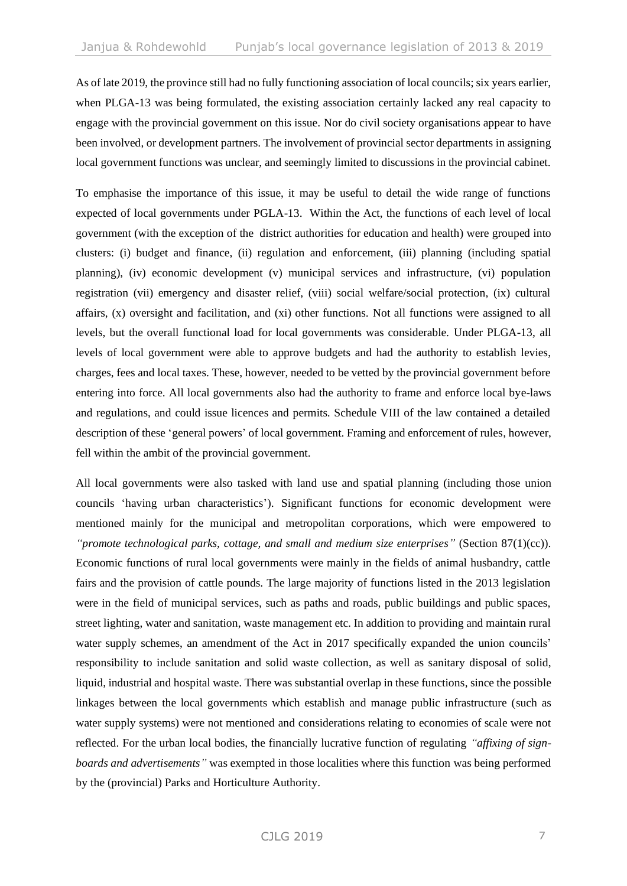As of late 2019, the province still had no fully functioning association of local councils; six years earlier, when PLGA-13 was being formulated, the existing association certainly lacked any real capacity to engage with the provincial government on this issue. Nor do civil society organisations appear to have been involved, or development partners. The involvement of provincial sector departments in assigning local government functions was unclear, and seemingly limited to discussions in the provincial cabinet.

To emphasise the importance of this issue, it may be useful to detail the wide range of functions expected of local governments under PGLA-13. Within the Act, the functions of each level of local government (with the exception of the district authorities for education and health) were grouped into clusters: (i) budget and finance, (ii) regulation and enforcement, (iii) planning (including spatial planning), (iv) economic development (v) municipal services and infrastructure, (vi) population registration (vii) emergency and disaster relief, (viii) social welfare/social protection, (ix) cultural affairs, (x) oversight and facilitation, and (xi) other functions. Not all functions were assigned to all levels, but the overall functional load for local governments was considerable. Under PLGA-13, all levels of local government were able to approve budgets and had the authority to establish levies, charges, fees and local taxes. These, however, needed to be vetted by the provincial government before entering into force. All local governments also had the authority to frame and enforce local bye-laws and regulations, and could issue licences and permits. Schedule VIII of the law contained a detailed description of these 'general powers' of local government. Framing and enforcement of rules, however, fell within the ambit of the provincial government.

All local governments were also tasked with land use and spatial planning (including those union councils 'having urban characteristics'). Significant functions for economic development were mentioned mainly for the municipal and metropolitan corporations, which were empowered to *"promote technological parks, cottage, and small and medium size enterprises"* (Section 87(1)(cc)). Economic functions of rural local governments were mainly in the fields of animal husbandry, cattle fairs and the provision of cattle pounds. The large majority of functions listed in the 2013 legislation were in the field of municipal services, such as paths and roads, public buildings and public spaces, street lighting, water and sanitation, waste management etc. In addition to providing and maintain rural water supply schemes, an amendment of the Act in 2017 specifically expanded the union councils' responsibility to include sanitation and solid waste collection, as well as sanitary disposal of solid, liquid, industrial and hospital waste. There was substantial overlap in these functions, since the possible linkages between the local governments which establish and manage public infrastructure (such as water supply systems) were not mentioned and considerations relating to economies of scale were not reflected. For the urban local bodies, the financially lucrative function of regulating *"affixing of sign-boards and advertisements"* was exempted in those localities where this function was being performed by the (provincial) Parks and Horticulture Authority.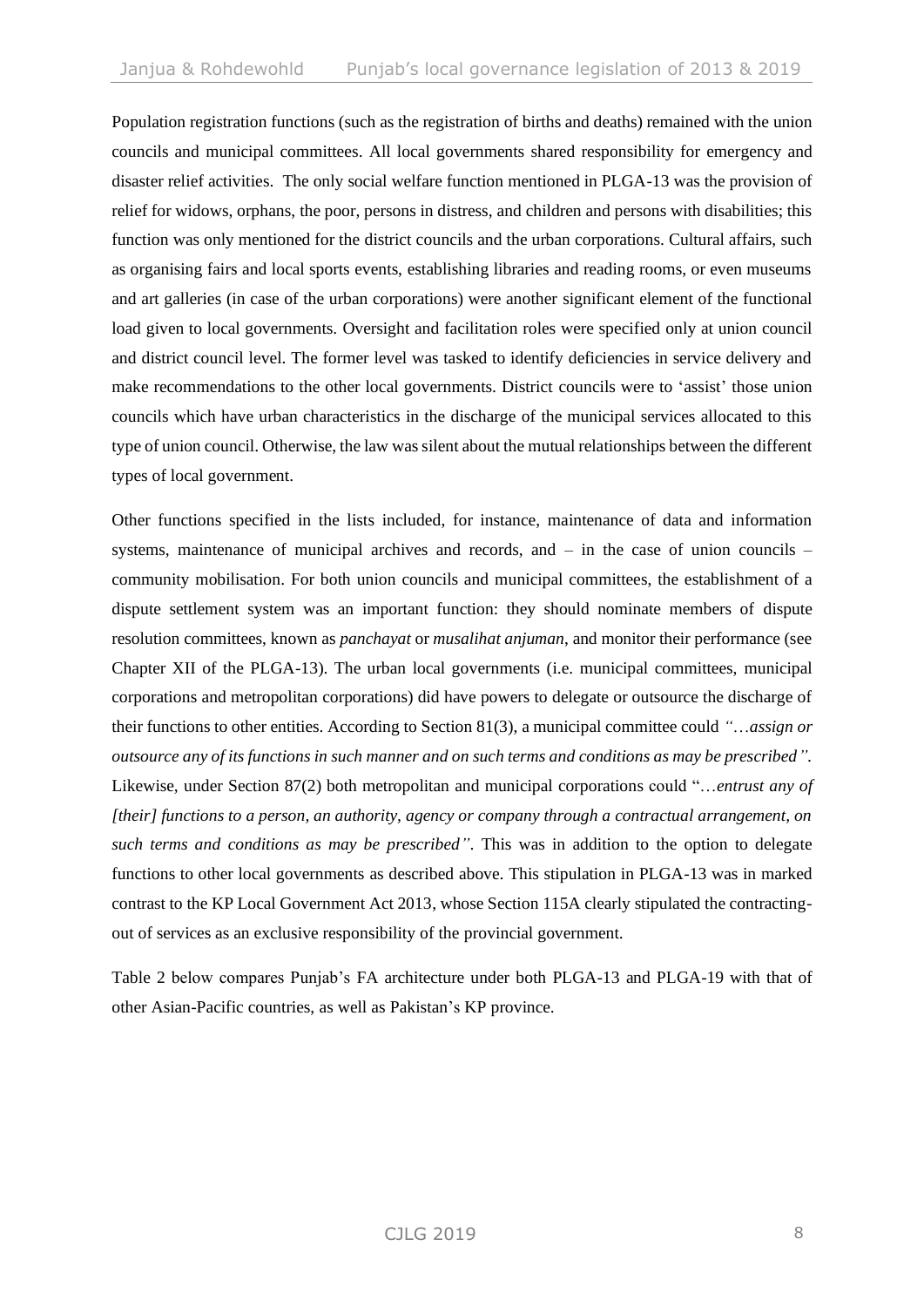Population registration functions (such as the registration of births and deaths) remained with the union councils and municipal committees. All local governments shared responsibility for emergency and disaster relief activities. The only social welfare function mentioned in PLGA-13 was the provision of relief for widows, orphans, the poor, persons in distress, and children and persons with disabilities; this function was only mentioned for the district councils and the urban corporations. Cultural affairs, such as organising fairs and local sports events, establishing libraries and reading rooms, or even museums and art galleries (in case of the urban corporations) were another significant element of the functional load given to local governments. Oversight and facilitation roles were specified only at union council and district council level. The former level was tasked to identify deficiencies in service delivery and make recommendations to the other local governments. District councils were to 'assist' those union councils which have urban characteristics in the discharge of the municipal services allocated to this type of union council. Otherwise, the law was silent about the mutual relationships between the different types of local government.

Other functions specified in the lists included, for instance, maintenance of data and information systems, maintenance of municipal archives and records, and – in the case of union councils – community mobilisation. For both union councils and municipal committees, the establishment of a dispute settlement system was an important function: they should nominate members of dispute resolution committees, known as *panchayat* or *musalihat anjuman*, and monitor their performance (see Chapter XII of the PLGA-13). The urban local governments (i.e. municipal committees, municipal corporations and metropolitan corporations) did have powers to delegate or outsource the discharge of their functions to other entities. According to Section 81(3), a municipal committee could *"…assign or outsource any of its functions in such manner and on such terms and conditions as may be prescribed"*. Likewise, under Section 87(2) both metropolitan and municipal corporations could "…*entrust any of [their] functions to a person, an authority, agency or company through a contractual arrangement, on such terms and conditions as may be prescribed"*. This was in addition to the option to delegate functions to other local governments as described above. This stipulation in PLGA-13 was in marked contrast to the KP Local Government Act 2013, whose Section 115A clearly stipulated the contracting-out of services as an exclusive responsibility of the provincial government.

Table 2 below compares Punjab's FA architecture under both PLGA-13 and PLGA-19 with that of other Asian-Pacific countries, as well as Pakistan's KP province.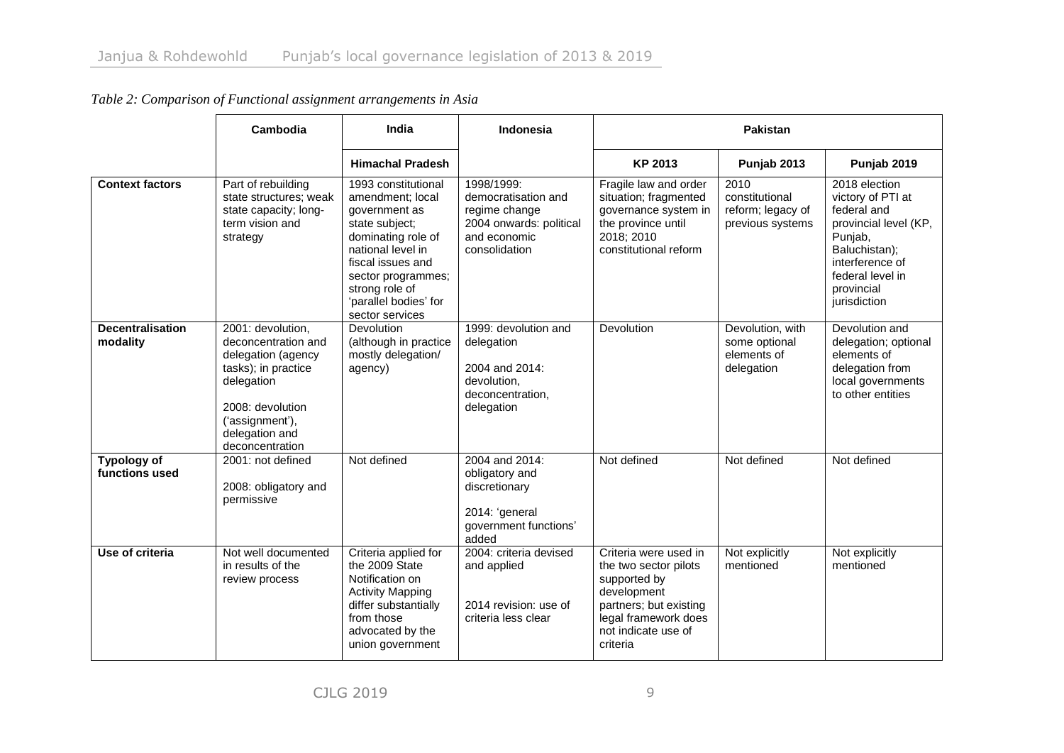*Table 2: Comparison of Functional assignment arrangements in Asia*

| | Cambodia | India | Indonesia | Pakistan | | |
|---|---|---|---|---|---|---|
| | | Himachal Pradesh | | KP 2013 | Punjab 2013 | Punjab 2019 |
| **Context factors** | Part of rebuilding state structures; weak state capacity; long-term vision and strategy | 1993 constitutional amendment; local government as state subject; dominating role of national level in fiscal issues and sector programmes; strong role of 'parallel bodies' for sector services | 1998/1999: democratisation and regime change 2004 onwards: political and economic consolidation | Fragile law and order situation; fragmented governance system in the province until 2018; 2010 constitutional reform | 2010 constitutional reform; legacy of previous systems | 2018 election victory of PTI at federal and provincial level (KP, Punjab, Baluchistan); interference of federal level in provincial jurisdiction |
| **Decentralisation modality** | 2001: devolution, deconcentration and delegation (agency tasks); in practice delegation<br><br>2008: devolution ('assignment'), delegation and deconcentration | Devolution (although in practice mostly delegation/ agency) | 1999: devolution and delegation<br><br>2004 and 2014: devolution, deconcentration, delegation | Devolution | Devolution, with some optional elements of delegation | Devolution and delegation; optional elements of delegation from local governments to other entities |
| **Typology of functions used** | 2001: not defined<br><br>2008: obligatory and permissive | Not defined | 2004 and 2014: obligatory and discretionary<br><br>2014: 'general government functions' added | Not defined | Not defined | Not defined |
| **Use of criteria** | Not well documented in results of the review process | Criteria applied for the 2009 State Notification on Activity Mapping differ substantially from those advocated by the union government | 2004: criteria devised and applied<br><br>2014 revision: use of criteria less clear | Criteria were used in the two sector pilots supported by development partners; but existing legal framework does not indicate use of criteria | Not explicitly mentioned | Not explicitly mentioned |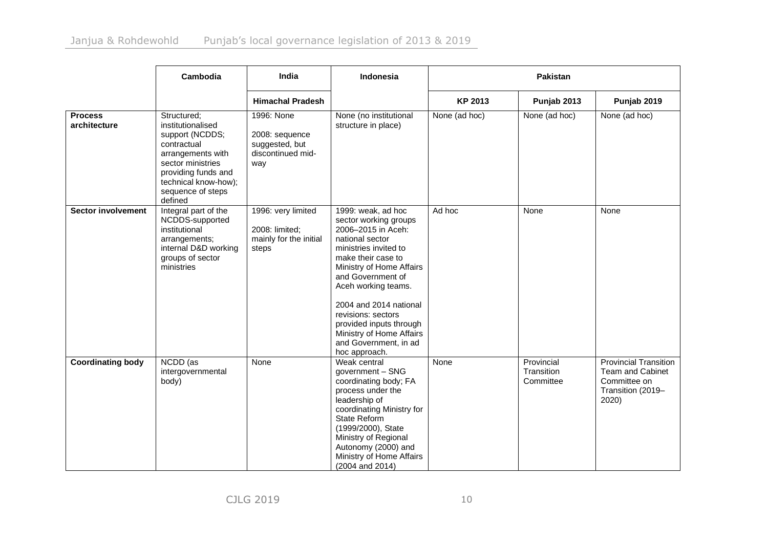| | Cambodia | India | Indonesia | Pakistan | | |
|---|---|---|---|---|---|---|
| | | Himachal Pradesh | | KP 2013 | Punjab 2013 | Punjab 2019 |
| **Process architecture** | Structured; institutionalised support (NCDDS; contractual arrangements with sector ministries providing funds and technical know-how); sequence of steps defined | 1996: None<br><br>2008: sequence suggested, but discontinued mid-way | None (no institutional structure in place) | None (ad hoc) | None (ad hoc) | None (ad hoc) |
| **Sector involvement** | Integral part of the NCDDS-supported institutional arrangements; internal D&D working groups of sector ministries | 1996: very limited<br><br>2008: limited; mainly for the initial steps | 1999: weak, ad hoc sector working groups 2006–2015 in Aceh: national sector ministries invited to make their case to Ministry of Home Affairs and Government of Aceh working teams.<br><br>2004 and 2014 national revisions: sectors provided inputs through Ministry of Home Affairs and Government, in ad hoc approach. | Ad hoc | None | None |
| **Coordinating body** | NCDD (as intergovernmental body) | None | Weak central government – SNG coordinating body; FA process under the leadership of coordinating Ministry for State Reform (1999/2000), State Ministry of Regional Autonomy (2000) and Ministry of Home Affairs (2004 and 2014) | None | Provincial Transition Committee | Provincial Transition Team and Cabinet Committee on Transition (2019–2020) |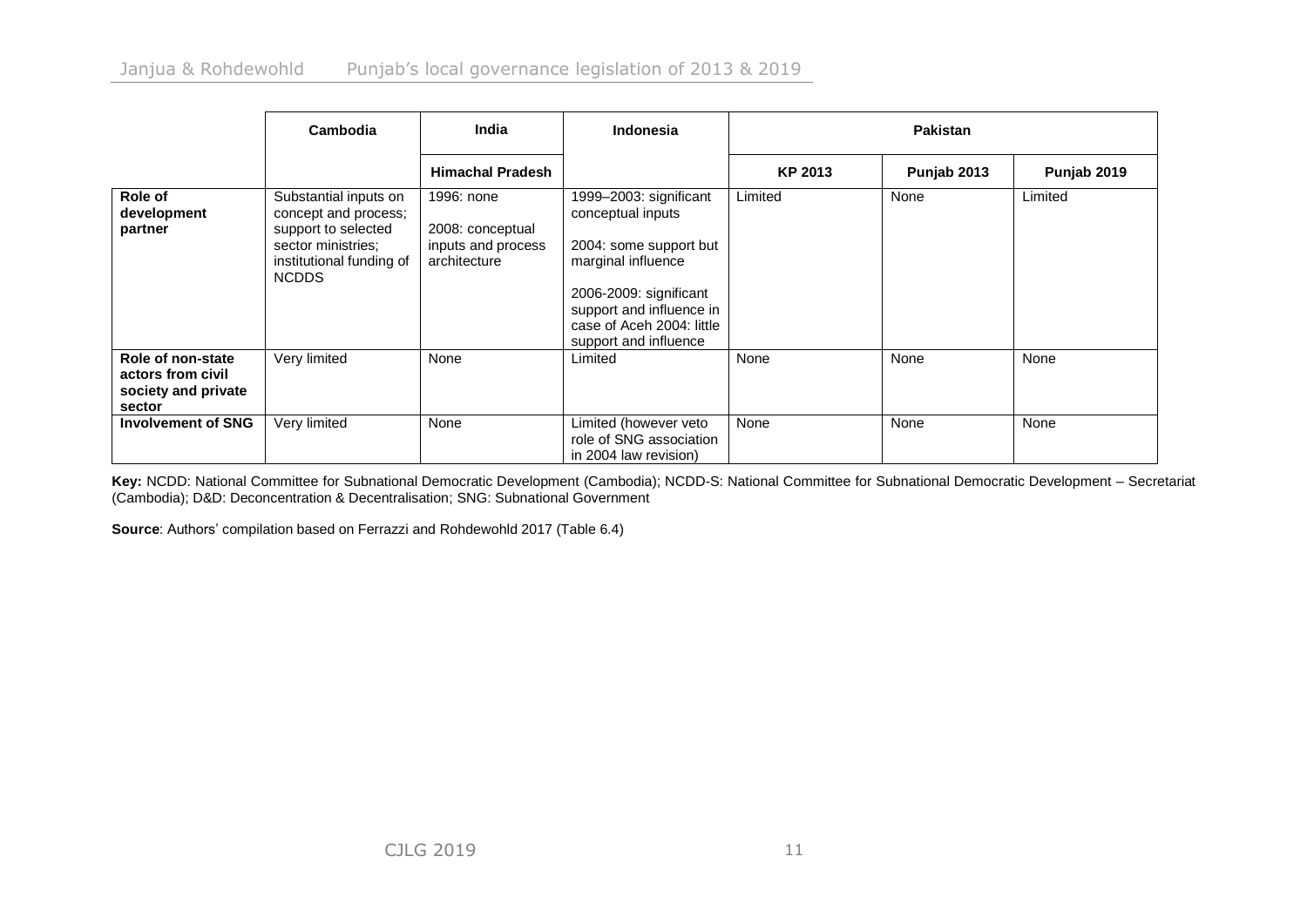| | Cambodia | India | Indonesia | Pakistan | | |
|---|---|---|---|---|---|---|
| | | Himachal Pradesh | | KP 2013 | Punjab 2013 | Punjab 2019 |
| **Role of development partner** | Substantial inputs on concept and process; support to selected sector ministries; institutional funding of NCDDS | 1996: none<br><br>2008: conceptual inputs and process architecture | 1999–2003: significant conceptual inputs<br><br>2004: some support but marginal influence<br><br>2006-2009: significant support and influence in case of Aceh 2004: little support and influence | Limited | None | Limited |
| **Role of non-state actors from civil society and private sector** | Very limited | None | Limited | None | None | None |
| **Involvement of SNG** | Very limited | None | Limited (however veto role of SNG association in 2004 law revision) | None | None | None |

**Key:** NCDD: National Committee for Subnational Democratic Development (Cambodia); NCDD-S: National Committee for Subnational Democratic Development – Secretariat (Cambodia); D&D: Deconcentration & Decentralisation; SNG: Subnational Government

**Source**: Authors' compilation based on Ferrazzi and Rohdewohld 2017 (Table 6.4)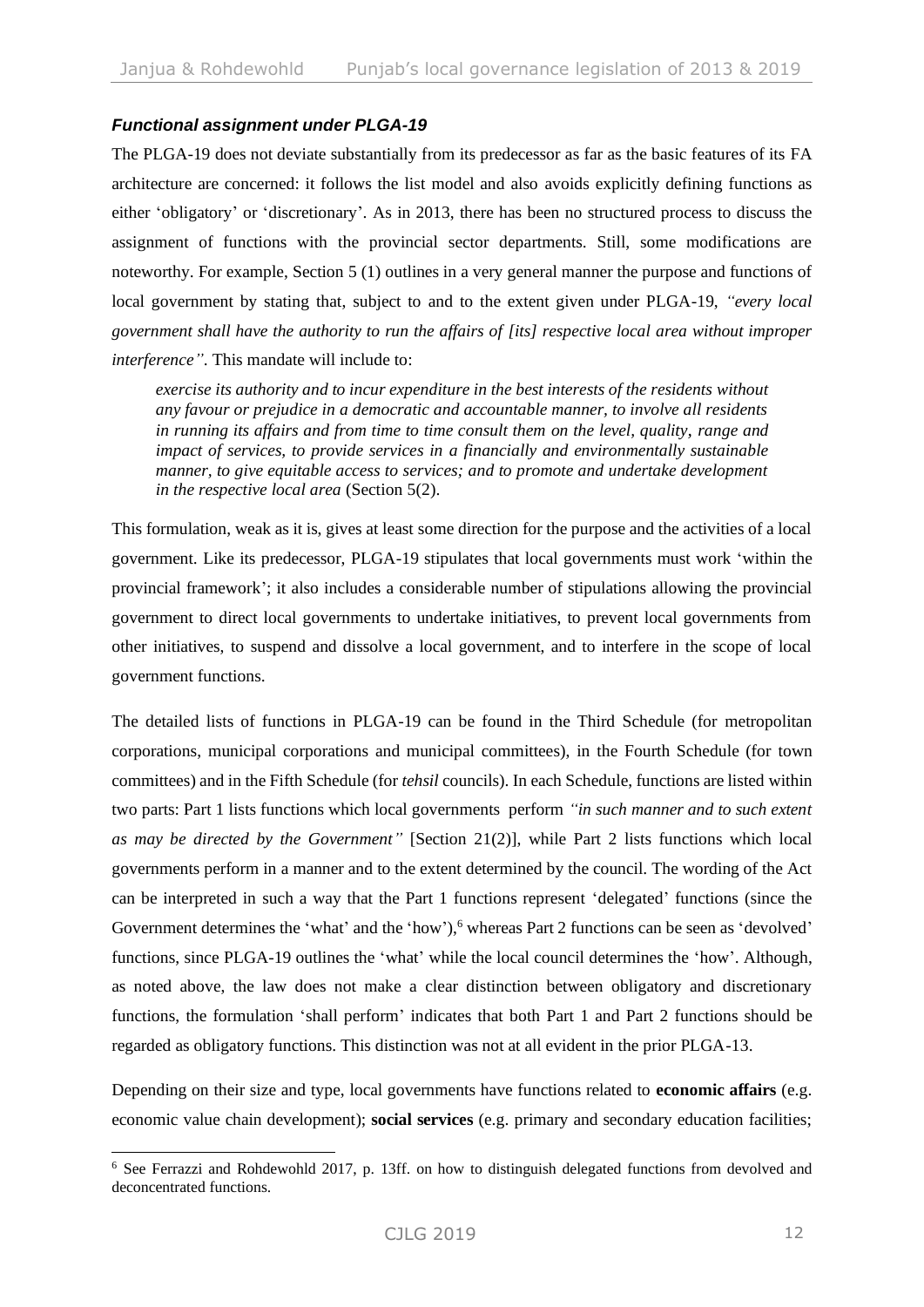### *Functional assignment under PLGA-19*

The PLGA-19 does not deviate substantially from its predecessor as far as the basic features of its FA architecture are concerned: it follows the list model and also avoids explicitly defining functions as either 'obligatory' or 'discretionary'. As in 2013, there has been no structured process to discuss the assignment of functions with the provincial sector departments. Still, some modifications are noteworthy. For example, Section 5 (1) outlines in a very general manner the purpose and functions of local government by stating that, subject to and to the extent given under PLGA-19, *"every local government shall have the authority to run the affairs of [its] respective local area without improper interference"*. This mandate will include to:

> *exercise its authority and to incur expenditure in the best interests of the residents without any favour or prejudice in a democratic and accountable manner, to involve all residents in running its affairs and from time to time consult them on the level, quality, range and impact of services, to provide services in a financially and environmentally sustainable manner, to give equitable access to services; and to promote and undertake development in the respective local area* (Section 5(2).

This formulation, weak as it is, gives at least some direction for the purpose and the activities of a local government. Like its predecessor, PLGA-19 stipulates that local governments must work 'within the provincial framework'; it also includes a considerable number of stipulations allowing the provincial government to direct local governments to undertake initiatives, to prevent local governments from other initiatives, to suspend and dissolve a local government, and to interfere in the scope of local government functions.

The detailed lists of functions in PLGA-19 can be found in the Third Schedule (for metropolitan corporations, municipal corporations and municipal committees), in the Fourth Schedule (for town committees) and in the Fifth Schedule (for *tehsil* councils). In each Schedule, functions are listed within two parts: Part 1 lists functions which local governments perform *"in such manner and to such extent as may be directed by the Government"* [Section 21(2)], while Part 2 lists functions which local governments perform in a manner and to the extent determined by the council. The wording of the Act can be interpreted in such a way that the Part 1 functions represent 'delegated' functions (since the Government determines the 'what' and the 'how'),[6] whereas Part 2 functions can be seen as 'devolved' functions, since PLGA-19 outlines the 'what' while the local council determines the 'how'. Although, as noted above, the law does not make a clear distinction between obligatory and discretionary functions, the formulation 'shall perform' indicates that both Part 1 and Part 2 functions should be regarded as obligatory functions. This distinction was not at all evident in the prior PLGA-13.

Depending on their size and type, local governments have functions related to **economic affairs** (e.g. economic value chain development); **social services** (e.g. primary and secondary education facilities;

[6] See Ferrazzi and Rohdewohld 2017, p. 13ff. on how to distinguish delegated functions from devolved and deconcentrated functions.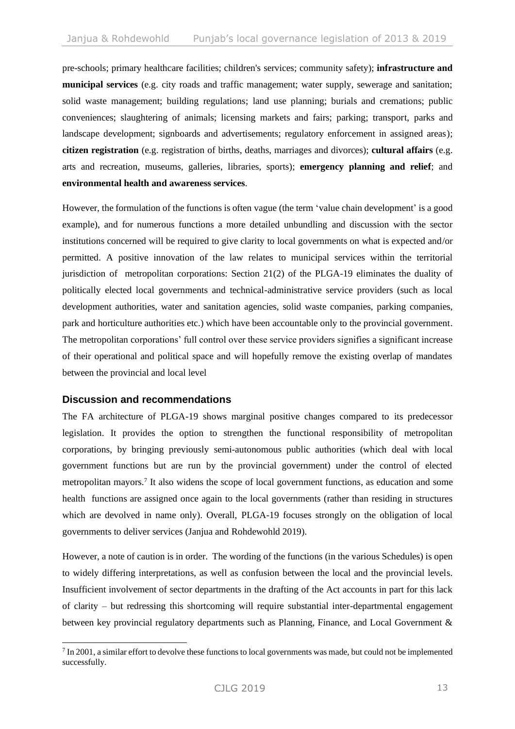pre-schools; primary healthcare facilities; children's services; community safety); **infrastructure and municipal services** (e.g. city roads and traffic management; water supply, sewerage and sanitation; solid waste management; building regulations; land use planning; burials and cremations; public conveniences; slaughtering of animals; licensing markets and fairs; parking; transport, parks and landscape development; signboards and advertisements; regulatory enforcement in assigned areas); **citizen registration** (e.g. registration of births, deaths, marriages and divorces); **cultural affairs** (e.g. arts and recreation, museums, galleries, libraries, sports); **emergency planning and relief**; and **environmental health and awareness services**.

However, the formulation of the functions is often vague (the term 'value chain development' is a good example), and for numerous functions a more detailed unbundling and discussion with the sector institutions concerned will be required to give clarity to local governments on what is expected and/or permitted. A positive innovation of the law relates to municipal services within the territorial jurisdiction of metropolitan corporations: Section 21(2) of the PLGA-19 eliminates the duality of politically elected local governments and technical-administrative service providers (such as local development authorities, water and sanitation agencies, solid waste companies, parking companies, park and horticulture authorities etc.) which have been accountable only to the provincial government. The metropolitan corporations' full control over these service providers signifies a significant increase of their operational and political space and will hopefully remove the existing overlap of mandates between the provincial and local level

## Discussion and recommendations

The FA architecture of PLGA-19 shows marginal positive changes compared to its predecessor legislation. It provides the option to strengthen the functional responsibility of metropolitan corporations, by bringing previously semi-autonomous public authorities (which deal with local government functions but are run by the provincial government) under the control of elected metropolitan mayors.[7] It also widens the scope of local government functions, as education and some health functions are assigned once again to the local governments (rather than residing in structures which are devolved in name only). Overall, PLGA-19 focuses strongly on the obligation of local governments to deliver services (Janjua and Rohdewohld 2019).

However, a note of caution is in order. The wording of the functions (in the various Schedules) is open to widely differing interpretations, as well as confusion between the local and the provincial levels. Insufficient involvement of sector departments in the drafting of the Act accounts in part for this lack of clarity – but redressing this shortcoming will require substantial inter-departmental engagement between key provincial regulatory departments such as Planning, Finance, and Local Government &

[7] In 2001, a similar effort to devolve these functions to local governments was made, but could not be implemented successfully.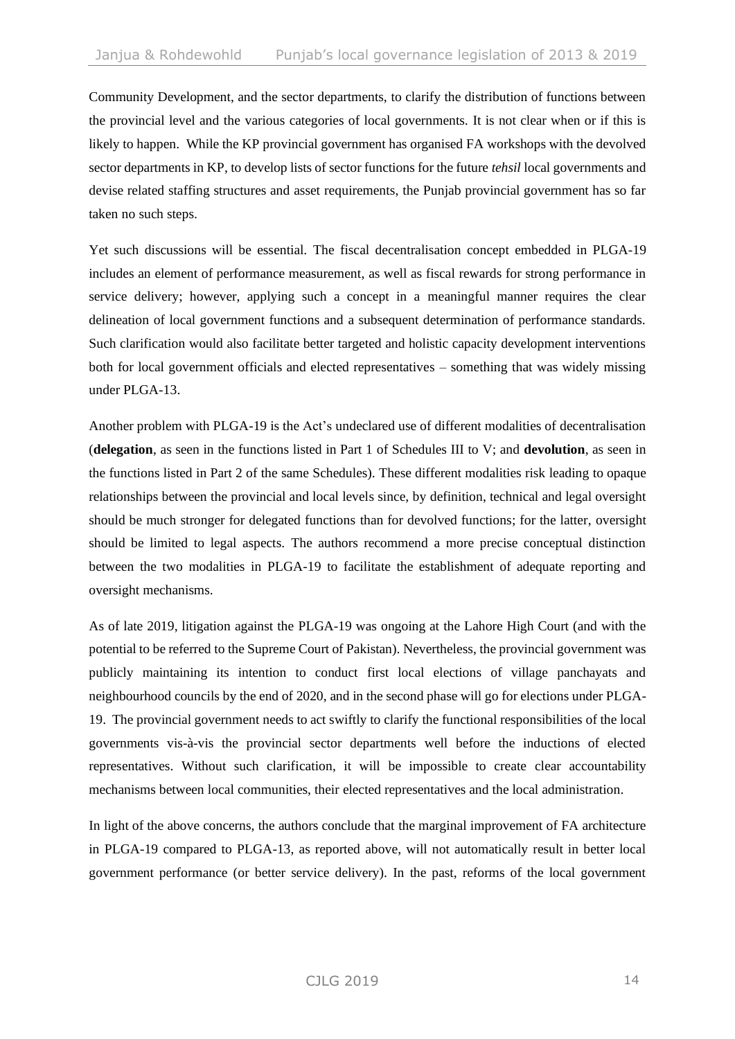Community Development, and the sector departments, to clarify the distribution of functions between the provincial level and the various categories of local governments. It is not clear when or if this is likely to happen. While the KP provincial government has organised FA workshops with the devolved sector departments in KP, to develop lists of sector functions for the future *tehsil* local governments and devise related staffing structures and asset requirements, the Punjab provincial government has so far taken no such steps.

Yet such discussions will be essential. The fiscal decentralisation concept embedded in PLGA-19 includes an element of performance measurement, as well as fiscal rewards for strong performance in service delivery; however, applying such a concept in a meaningful manner requires the clear delineation of local government functions and a subsequent determination of performance standards. Such clarification would also facilitate better targeted and holistic capacity development interventions both for local government officials and elected representatives – something that was widely missing under PLGA-13.

Another problem with PLGA-19 is the Act's undeclared use of different modalities of decentralisation (**delegation**, as seen in the functions listed in Part 1 of Schedules III to V; and **devolution**, as seen in the functions listed in Part 2 of the same Schedules). These different modalities risk leading to opaque relationships between the provincial and local levels since, by definition, technical and legal oversight should be much stronger for delegated functions than for devolved functions; for the latter, oversight should be limited to legal aspects. The authors recommend a more precise conceptual distinction between the two modalities in PLGA-19 to facilitate the establishment of adequate reporting and oversight mechanisms.

As of late 2019, litigation against the PLGA-19 was ongoing at the Lahore High Court (and with the potential to be referred to the Supreme Court of Pakistan). Nevertheless, the provincial government was publicly maintaining its intention to conduct first local elections of village panchayats and neighbourhood councils by the end of 2020, and in the second phase will go for elections under PLGA-19. The provincial government needs to act swiftly to clarify the functional responsibilities of the local governments vis-à-vis the provincial sector departments well before the inductions of elected representatives. Without such clarification, it will be impossible to create clear accountability mechanisms between local communities, their elected representatives and the local administration.

In light of the above concerns, the authors conclude that the marginal improvement of FA architecture in PLGA-19 compared to PLGA-13, as reported above, will not automatically result in better local government performance (or better service delivery). In the past, reforms of the local government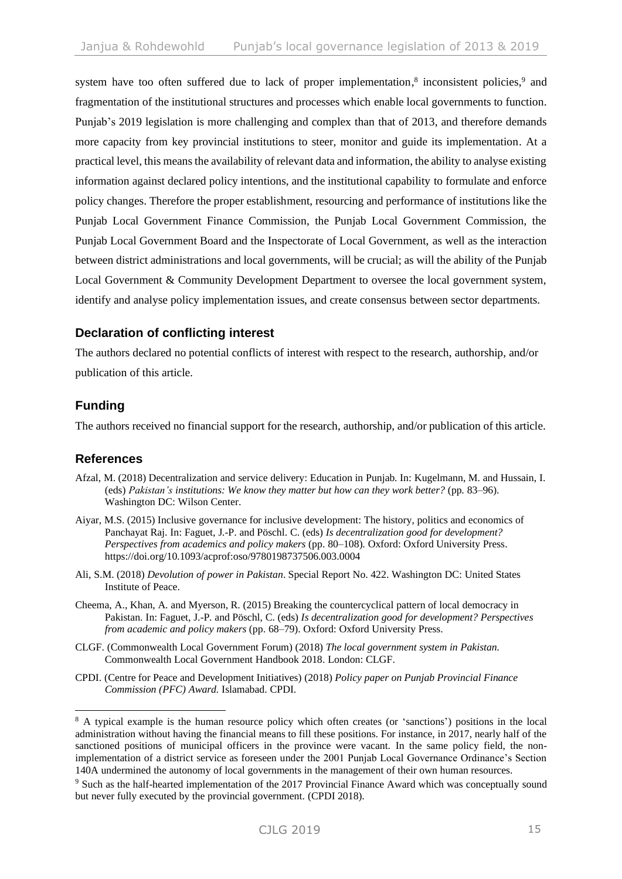system have too often suffered due to lack of proper implementation,[8] inconsistent policies,[9] and fragmentation of the institutional structures and processes which enable local governments to function. Punjab's 2019 legislation is more challenging and complex than that of 2013, and therefore demands more capacity from key provincial institutions to steer, monitor and guide its implementation. At a practical level, this means the availability of relevant data and information, the ability to analyse existing information against declared policy intentions, and the institutional capability to formulate and enforce policy changes. Therefore the proper establishment, resourcing and performance of institutions like the Punjab Local Government Finance Commission, the Punjab Local Government Commission, the Punjab Local Government Board and the Inspectorate of Local Government, as well as the interaction between district administrations and local governments, will be crucial; as will the ability of the Punjab Local Government & Community Development Department to oversee the local government system, identify and analyse policy implementation issues, and create consensus between sector departments.

## Declaration of conflicting interest

The authors declared no potential conflicts of interest with respect to the research, authorship, and/or publication of this article.

## Funding

The authors received no financial support for the research, authorship, and/or publication of this article.

## References

Afzal, M. (2018) Decentralization and service delivery: Education in Punjab. In: Kugelmann, M. and Hussain, I. (eds) *Pakistan's institutions: We know they matter but how can they work better?* (pp. 83–96). Washington DC: Wilson Center.

Aiyar, M.S. (2015) Inclusive governance for inclusive development: The history, politics and economics of Panchayat Raj. In: Faguet, J.-P. and Pöschl. C. (eds) *Is decentralization good for development? Perspectives from academics and policy makers* (pp. 80–108). Oxford: Oxford University Press. https://doi.org/10.1093/acprof:oso/9780198737506.003.0004

Ali, S.M. (2018) *Devolution of power in Pakistan*. Special Report No. 422. Washington DC: United States Institute of Peace.

Cheema, A., Khan, A. and Myerson, R. (2015) Breaking the countercyclical pattern of local democracy in Pakistan. In: Faguet, J.-P. and Pöschl, C. (eds) *Is decentralization good for development? Perspectives from academic and policy makers* (pp. 68–79). Oxford: Oxford University Press.

CLGF. (Commonwealth Local Government Forum) (2018) *The local government system in Pakistan.* Commonwealth Local Government Handbook 2018. London: CLGF.

CPDI. (Centre for Peace and Development Initiatives) (2018) *Policy paper on Punjab Provincial Finance Commission (PFC) Award.* Islamabad. CPDI.

---

[8] A typical example is the human resource policy which often creates (or 'sanctions') positions in the local administration without having the financial means to fill these positions. For instance, in 2017, nearly half of the sanctioned positions of municipal officers in the province were vacant. In the same policy field, the non-implementation of a district service as foreseen under the 2001 Punjab Local Governance Ordinance's Section 140A undermined the autonomy of local governments in the management of their own human resources.

[9] Such as the half-hearted implementation of the 2017 Provincial Finance Award which was conceptually sound but never fully executed by the provincial government. (CPDI 2018).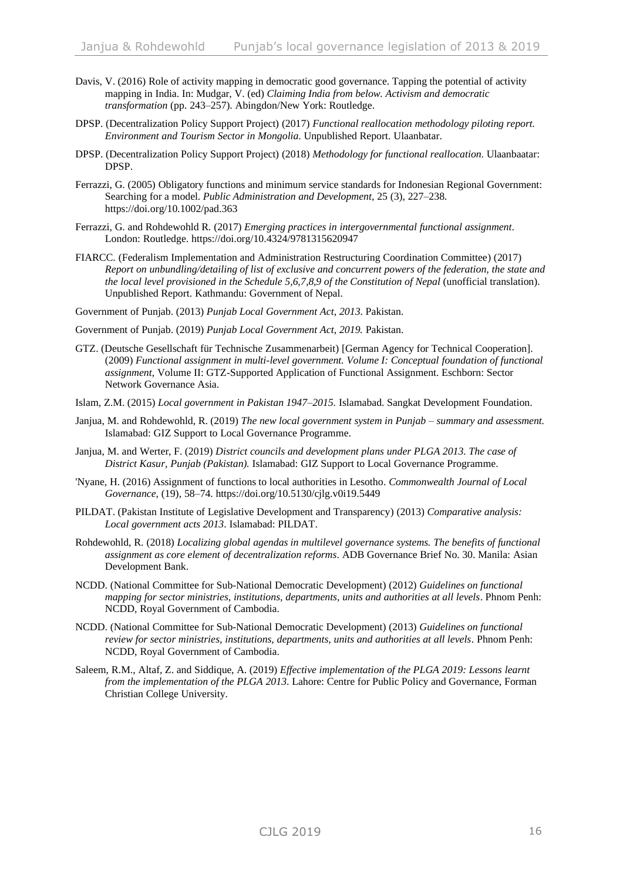Davis, V. (2016) Role of activity mapping in democratic good governance. Tapping the potential of activity mapping in India. In: Mudgar, V. (ed) *Claiming India from below. Activism and democratic transformation* (pp. 243–257). Abingdon/New York: Routledge.

DPSP. (Decentralization Policy Support Project) (2017) *Functional reallocation methodology piloting report. Environment and Tourism Sector in Mongolia.* Unpublished Report. Ulaanbatar.

DPSP. (Decentralization Policy Support Project) (2018) *Methodology for functional reallocation.* Ulaanbaatar: DPSP.

Ferrazzi, G. (2005) Obligatory functions and minimum service standards for Indonesian Regional Government: Searching for a model. *Public Administration and Development*, 25 (3), 227–238. https://doi.org/10.1002/pad.363

Ferrazzi, G. and Rohdewohld R. (2017) *Emerging practices in intergovernmental functional assignment*. London: Routledge. https://doi.org/10.4324/9781315620947

FIARCC. (Federalism Implementation and Administration Restructuring Coordination Committee) (2017) *Report on unbundling/detailing of list of exclusive and concurrent powers of the federation, the state and the local level provisioned in the Schedule 5,6,7,8,9 of the Constitution of Nepal* (unofficial translation). Unpublished Report. Kathmandu: Government of Nepal.

Government of Punjab. (2013) *Punjab Local Government Act, 2013*. Pakistan.

Government of Punjab. (2019) *Punjab Local Government Act, 2019.* Pakistan.

GTZ. (Deutsche Gesellschaft für Technische Zusammenarbeit) [German Agency for Technical Cooperation]. (2009) *Functional assignment in multi-level government. Volume I: Conceptual foundation of functional assignment*, Volume II: GTZ-Supported Application of Functional Assignment. Eschborn: Sector Network Governance Asia.

Islam, Z.M. (2015) *Local government in Pakistan 1947–2015.* Islamabad. Sangkat Development Foundation.

Janjua, M. and Rohdewohld, R. (2019) *The new local government system in Punjab – summary and assessment.* Islamabad: GIZ Support to Local Governance Programme.

Janjua, M. and Werter, F. (2019) *District councils and development plans under PLGA 2013. The case of District Kasur, Punjab (Pakistan).* Islamabad: GIZ Support to Local Governance Programme.

'Nyane, H. (2016) Assignment of functions to local authorities in Lesotho. *Commonwealth Journal of Local Governance*, (19), 58–74. https://doi.org/10.5130/cjlg.v0i19.5449

PILDAT. (Pakistan Institute of Legislative Development and Transparency) (2013) *Comparative analysis: Local government acts 2013*. Islamabad: PILDAT.

Rohdewohld, R. (2018) *Localizing global agendas in multilevel governance systems. The benefits of functional assignment as core element of decentralization reforms*. ADB Governance Brief No. 30. Manila: Asian Development Bank.

NCDD. (National Committee for Sub-National Democratic Development) (2012) *Guidelines on functional mapping for sector ministries, institutions, departments, units and authorities at all levels*. Phnom Penh: NCDD, Royal Government of Cambodia.

NCDD. (National Committee for Sub-National Democratic Development) (2013) *Guidelines on functional review for sector ministries, institutions, departments, units and authorities at all levels*. Phnom Penh: NCDD, Royal Government of Cambodia.

Saleem, R.M., Altaf, Z. and Siddique, A. (2019) *Effective implementation of the PLGA 2019: Lessons learnt from the implementation of the PLGA 2013*. Lahore: Centre for Public Policy and Governance, Forman Christian College University.